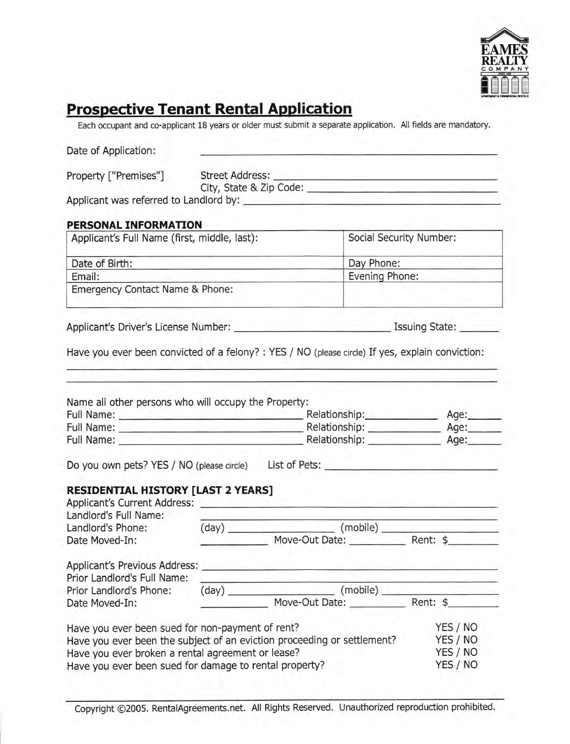EAMES REALTY COMPANY

# Prospective Tenant Rental Application

Each occupant and co-applicant 18 years or older must submit a separate application. All fields are mandatory.

Date of Application: ______________________________

Property ["Premises"] Street Address: ______________________________

City, State & Zip Code: ______________________________

Applicant was referred to Landlord by: ______________________________

## PERSONAL INFORMATION

| Applicant's Full Name (first, middle, last): | Social Security Number: |
|---|---|
| Date of Birth: | Day Phone: |
| Email: | Evening Phone: |
| Emergency Contact Name & Phone: | |

Applicant's Driver's License Number: ______________________ Issuing State: ______

Have you ever been convicted of a felony? : YES / NO (please circle) If yes, explain conviction:

______________________________________________________________

______________________________________________________________

Name all other persons who will occupy the Property:

Full Name: ______________________ Relationship: ____________ Age: ______

Full Name: ______________________ Relationship: ____________ Age: ______

Full Name: ______________________ Relationship: ____________ Age: ______

Do you own pets? YES / NO (please circle) List of Pets: ______________________

## RESIDENTIAL HISTORY [LAST 2 YEARS]

Applicant's Current Address: ______________________________

Landlord's Full Name: ______________________________

Landlord's Phone: (day) ______________ (mobile) ______________

Date Moved-In: __________ Move-Out Date: __________ Rent: $ ________

Applicant's Previous Address: ______________________________

Prior Landlord's Full Name: ______________________________

Prior Landlord's Phone: (day) ______________ (mobile) ______________

Date Moved-In: __________ Move-Out Date: __________ Rent: $ ________

Have you ever been sued for non-payment of rent? YES / NO

Have you ever been the subject of an eviction proceeding or settlement? YES / NO

Have you ever broken a rental agreement or lease? YES / NO

Have you ever been sued for damage to rental property? YES / NO

Copyright ©2005. RentalAgreements.net. All Rights Reserved. Unauthorized reproduction prohibited.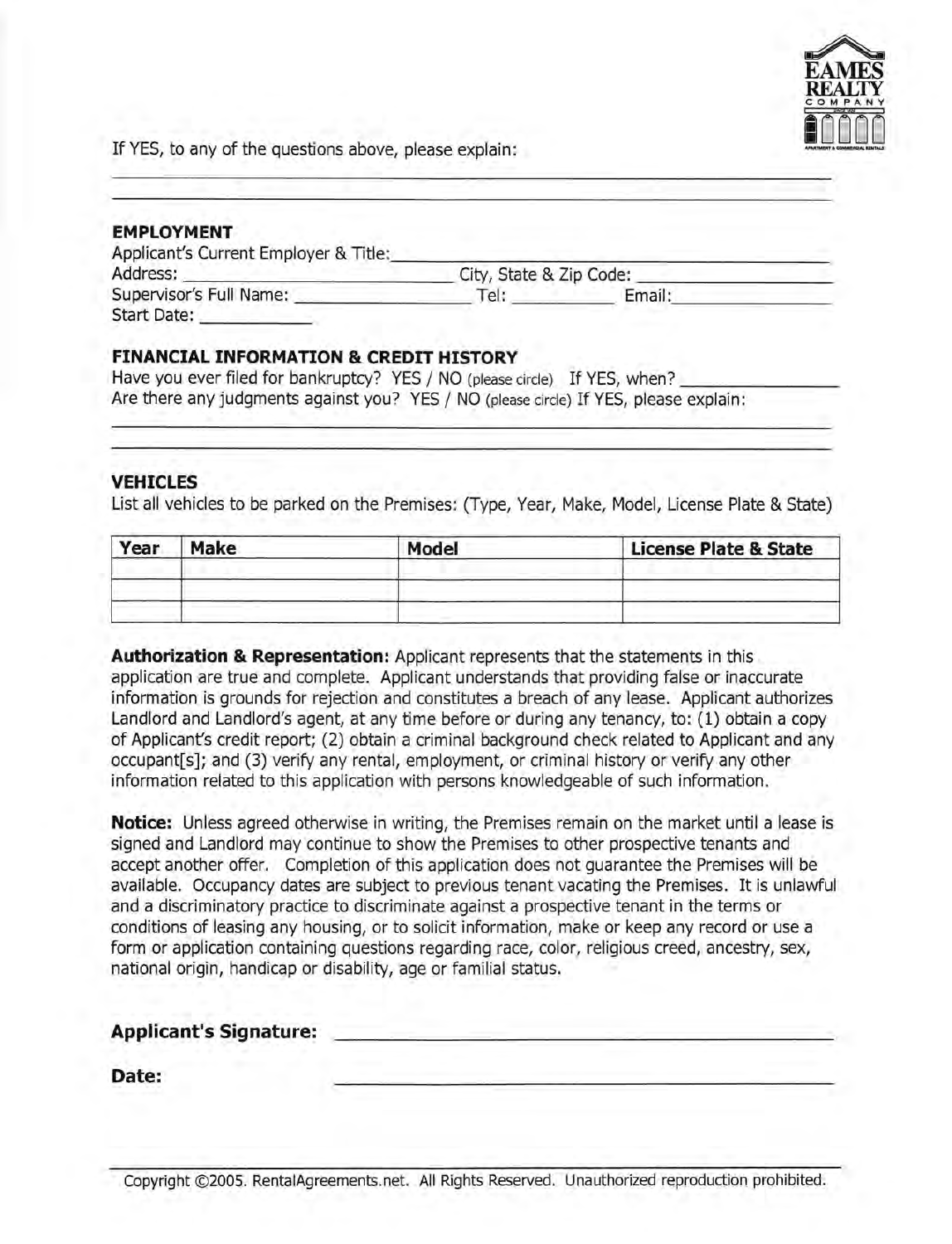If YES, to any of the questions above, please explain:

\_\_\_\_\_\_\_\_\_\_\_\_\_\_\_\_\_\_\_\_\_\_\_\_\_\_\_\_\_\_\_\_\_\_\_\_\_\_\_\_\_\_\_\_\_\_\_\_\_\_\_\_\_\_\_\_\_\_\_\_\_\_\_\_

\_\_\_\_\_\_\_\_\_\_\_\_\_\_\_\_\_\_\_\_\_\_\_\_\_\_\_\_\_\_\_\_\_\_\_\_\_\_\_\_\_\_\_\_\_\_\_\_\_\_\_\_\_\_\_\_\_\_\_\_\_\_\_\_

## EMPLOYMENT

Applicant's Current Employer & Title: \_\_\_\_\_\_\_\_\_\_\_\_\_\_\_\_\_\_\_\_\_\_\_\_\_\_\_\_\_\_\_\_

Address: \_\_\_\_\_\_\_\_\_\_\_\_\_\_\_\_\_\_\_\_\_\_\_\_ City, State & Zip Code: \_\_\_\_\_\_\_\_\_\_\_\_\_\_\_\_

Supervisor's Full Name: \_\_\_\_\_\_\_\_\_\_\_\_\_\_\_ Tel: \_\_\_\_\_\_\_\_\_ Email: \_\_\_\_\_\_\_\_\_\_\_\_\_

Start Date: \_\_\_\_\_\_\_\_\_\_

## FINANCIAL INFORMATION & CREDIT HISTORY

Have you ever filed for bankruptcy? YES / NO (please circle) If YES, when? \_\_\_\_\_\_\_\_\_\_\_\_\_\_

Are there any judgments against you? YES / NO (please circle) If YES, please explain:

\_\_\_\_\_\_\_\_\_\_\_\_\_\_\_\_\_\_\_\_\_\_\_\_\_\_\_\_\_\_\_\_\_\_\_\_\_\_\_\_\_\_\_\_\_\_\_\_\_\_\_\_\_\_\_\_\_\_\_\_\_\_\_\_

\_\_\_\_\_\_\_\_\_\_\_\_\_\_\_\_\_\_\_\_\_\_\_\_\_\_\_\_\_\_\_\_\_\_\_\_\_\_\_\_\_\_\_\_\_\_\_\_\_\_\_\_\_\_\_\_\_\_\_\_\_\_\_\_

## VEHICLES

List all vehicles to be parked on the Premises: (Type, Year, Make, Model, License Plate & State)

| Year | Make | Model | License Plate & State |
|---|---|---|---|
| | | | |
| | | | |
| | | | |

**Authorization & Representation:** Applicant represents that the statements in this application are true and complete. Applicant understands that providing false or inaccurate information is grounds for rejection and constitutes a breach of any lease. Applicant authorizes Landlord and Landlord's agent, at any time before or during any tenancy, to: (1) obtain a copy of Applicant's credit report; (2) obtain a criminal background check related to Applicant and any occupant[s]; and (3) verify any rental, employment, or criminal history or verify any other information related to this application with persons knowledgeable of such information.

**Notice:** Unless agreed otherwise in writing, the Premises remain on the market until a lease is signed and Landlord may continue to show the Premises to other prospective tenants and accept another offer. Completion of this application does not guarantee the Premises will be available. Occupancy dates are subject to previous tenant vacating the Premises. It is unlawful and a discriminatory practice to discriminate against a prospective tenant in the terms or conditions of leasing any housing, or to solicit information, make or keep any record or use a form or application containing questions regarding race, color, religious creed, ancestry, sex, national origin, handicap or disability, age or familial status.

**Applicant's Signature:** \_\_\_\_\_\_\_\_\_\_\_\_\_\_\_\_\_\_\_\_\_\_\_\_\_\_\_\_\_\_\_\_\_\_\_\_

**Date:** \_\_\_\_\_\_\_\_\_\_\_\_\_\_\_\_\_\_\_\_\_\_\_\_\_\_\_\_\_\_\_\_\_\_\_\_

Copyright ©2005. RentalAgreements.net. All Rights Reserved. Unauthorized reproduction prohibited.